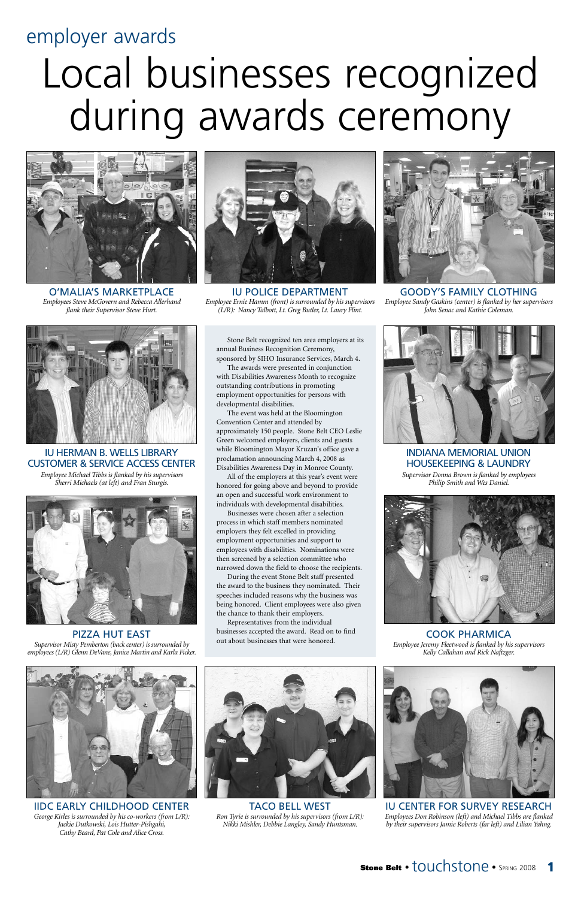employer awards

# Local businesses recognized during awards ceremony

**O'MALIA'S MARKETPLACE**
*Employees Steve McGovern and Rebecca Allerhand flank their Supervisor Steve Hurt.*

**IU POLICE DEPARTMENT**
*Employee Ernie Hamm (front) is surrounded by his supervisors (L/R): Nancy Talbott, Lt. Greg Butler, Lt. Laury Flint.*

**GOODY'S FAMILY CLOTHING**
*Employee Sandy Gaskins (center) is flanked by her supervisors John Senac and Kathie Coleman.*

**IU HERMAN B. WELLS LIBRARY CUSTOMER & SERVICE ACCESS CENTER**
*Employee Michael Tibbs is flanked by his supervisors Sherri Michaels (at left) and Fran Sturgis.*

Stone Belt recognized ten area employers at its annual Business Recognition Ceremony, sponsored by SIHO Insurance Services, March 4.

The awards were presented in conjunction with Disabilities Awareness Month to recognize outstanding contributions in promoting employment opportunities for persons with developmental disabilities.

The event was held at the Bloomington Convention Center and attended by approximately 150 people. Stone Belt CEO Leslie Green welcomed employers, clients and guests while Bloomington Mayor Kruzan's office gave a proclamation announcing March 4, 2008 as Disabilities Awareness Day in Monroe County.

All of the employers at this year's event were honored for going above and beyond to provide an open and successful work environment to individuals with developmental disabilities.

Businesses were chosen after a selection process in which staff members nominated employers they felt excelled in providing employment opportunities and support to employees with disabilities. Nominations were then screened by a selection committee who narrowed down the field to choose the recipients.

During the event Stone Belt staff presented the award to the business they nominated. Their speeches included reasons why the business was being honored. Client employees were also given the chance to thank their employers.

Representatives from the individual businesses accepted the award. Read on to find out about businesses that were honored.

**INDIANA MEMORIAL UNION HOUSEKEEPING & LAUNDRY**
*Supervisor Donna Brown is flanked by employees Philip Smith and Wes Daniel.*

**PIZZA HUT EAST**
*Supervisor Misty Pemberton (back center) is surrounded by employees (L/R) Glenn DeVane, Janice Martin and Karla Ficker.*

**COOK PHARMICA**
*Employee Jeremy Fleetwood is flanked by his supervisors Kelly Callahan and Rick Naftzger.*

**IIDC EARLY CHILDHOOD CENTER**
*George Kirles is surrounded by his co-workers (from L/R): Jackie Dutkowski, Lois Hutter-Pishgahi, Cathy Beard, Pat Cole and Alice Cross.*

**TACO BELL WEST**
*Ron Tyrie is surrounded by his supervisors (from L/R): Nikki Mishler, Debbie Langley, Sandy Huntsman.*

**IU CENTER FOR SURVEY RESEARCH**
*Employees Don Robinson (left) and Michael Tibbs are flanked by their supervisors Jamie Roberts (far left) and Lilian Yahng.*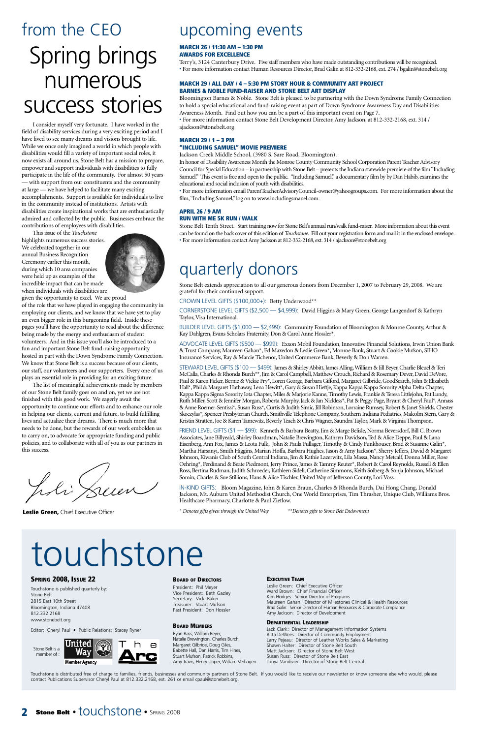# from the CEO

## Spring brings numerous success stories

I consider myself very fortunate. I have worked in the field of disability services during a very exciting period and I have lived to see many dreams and visions brought to life. While we once only imagined a world in which people with disabilities would fill a variety of important social roles, it now exists all around us. Stone Belt has a mission to prepare, empower and support individuals with disabilities to fully participate in the life of the community. For almost 50 years — with support from our constituents and the community at large — we have helped to facilitate many exciting accomplishments. Support is available for individuals to live in the community instead of institutions. Artists with disabilities create inspirational works that are enthusiastically admired and collected by the public. Businesses embrace the contributions of employees with disabilities.

This issue of the *Touchstone* highlights numerous success stories. We celebrated together in our annual Business Recognition Ceremony earlier this month, during which 10 area companies were held up as examples of the incredible impact that can be made when individuals with disabilities are given the opportunity to excel. We are proud of the role that we have played in engaging the community in employing our clients, and we know that we have yet to play an even bigger role in this burgeoning field. Inside these pages you'll have the opportunity to read about the difference being made by the energy and enthusiasm of student volunteers. And in this issue you'll also be introduced to a fun and important Stone Belt fund-raising opportunity hosted in part with the Down Syndrome Family Connection. We know that Stone Belt is a success because of our clients, our staff, our volunteers and our supporters. Every one of us plays an essential role in providing for an exciting future.

The list of meaningful achievements made by members of our Stone Belt family goes on and on, yet we are not finished with this good work. We eagerly await the opportunity to continue our efforts and to enhance our role in helping our clients, current and future, to build fulfilling lives and actualize their dreams. There is much more that needs to be done, but the rewards of our work embolden us to carry on, to advocate for appropriate funding and public policies, and to collaborate with all of you as our partners in this success.

**Leslie Green,** Chief Executive Officer

# upcoming events

**MARCH 26 / 11:30 AM – 1:30 PM**
**AWARDS FOR EXCELLENCE**

Terry's, 3124 Canterbury Drive. Five staff members who have made outstanding contributions will be recognized.
• For more information contact Human Resources Director, Brad Galin at 812-332-2168, ext. 274 / bgalin@stonebelt.org

**MARCH 29 / ALL DAY / 4 – 5:30 PM STORY HOUR & COMMUNITY ART PROJECT**
**BARNES & NOBLE FUND-RAISER AND STONE BELT ART DISPLAY**

Bloomington Barnes & Noble. Stone Belt is pleased to be partnering with the Down Syndrome Family Connection to hold a special educational and fund-raising event as part of Down Syndrome Awareness Day and Disabilities Awareness Month. Find out how you can be a part of this important event on Page 7.
• For more information contact Stone Belt Development Director, Amy Jackson, at 812-332-2168, ext. 314 / ajackson@stonebelt.org

**MARCH 29 / 1 – 3 PM**
**"INCLUDING SAMUEL" MOVIE PREMIERE**

Jackson Creek Middle School, (3980 S. Sare Road, Bloomington).
In honor of Disability Awareness Month the Monroe County Community School Corporation Parent Teacher Advisory Council for Special Education – in partnership with Stone Belt – presents the Indiana statewide premiere of the film "Including Samuel." This event is free and open to the public. "Including Samuel," a documentary film by by Dan Habib, examines the educational and social inclusion of youth with disabilities.
• For more information email ParentTeacherAdvisoryCouncil-owner@yahoogroups.com. For more information about the film, "Including Samuel," log on to www.includingsamuel.com.

**APRIL 26 / 9 AM**
**RUN WITH ME 5K RUN / WALK**

Stone Belt Tenth Street. Start training now for Stone Belt's annual run/walk fund-raiser. More information about this event can be found on the back cover of this edition of *Touchstone*. Fill out your registration form and mail it in the enclosed envelope.
• For more information contact Amy Jackson at 812-332-2168, ext. 314 / ajackson@stonebelt.org

# quarterly donors

Stone Belt extends appreciation to all our generous donors from December 1, 2007 to February 29, 2008. We are grateful for their continued support.

CROWN LEVEL GIFTS ($100,000+): Betty Underwood**

CORNERSTONE LEVEL GIFTS ($2,500 — $4,999): David Higgins & Mary Green, George Langendorf & Kathryn Taylor, Visa International.

BUILDER LEVEL GIFTS ($1,000 — $2,499): Community Foundation of Bloomington & Monroe County, Arthur & Kay Dahlgren, Evans Scholars Fraternity, Don & Carol Anne Hossler*.

ADVOCATE LEVEL GIFTS ($500 — $999): Exxon Mobil Foundation, Innovative Financial Solutions, Irwin Union Bank & Trust Company, Maureen Gahan*, Ed Maxedon & Leslie Green*, Monroe Bank, Stuart & Cookie Mufson, SIHO Insurance Services, Paul & Marcie Tichenor, United Commerce Bank, Beverly & Don Warren.

STEWARD LEVEL GIFTS ($100 — $499): James & Shirley Abbitt, James Alling, William & Jill Beyer, Charlie Bleuel & Teri McCalla, Charles & Rhonda Burch**, Jim & Carol Campbell, Matthew Crouch, Richard & Rosemary Dever, David DeVore, Paul & Karen Ficker, Bernie & Vickie Fry*, Loren George, Barbara Gifford, Margaret Gilbride, GoodSearch, John & Elizabeth Hall*, Phil & Margaret Hathaway, Lena Hewitt*, Gary & Susan Hieftje, Kappa Kappa Kappa Sorority Alpha Delta Chapter, Kappa Kappa Sigma Sorority Iota Chapter, Miles & Marjorie Kanne, Timothy Lewis, Frankie & Teresa Littlejohn, Pat Lundy, Ruth Miller, Scott & Jennifer Morgan, Roberta Murphy, Jack & Jan Nickless*, Pat & Peggy Page, Bryant & Cheryl Paul*, Annass & Anne Roemer-Sentissi*, Susan Russ*, Curtis & Judith Simic, Jill Robinson, Lorraine Rumsey, Robert & Janet Shields, Chester Skoczylas*, Spencer Presbyterian Church, Smithville Telephone Company, Southern Indiana Pediatrics, Malcolm Stern, Gary & Kristin Stratten, Joe & Karen Tamewitz, Beverly Teach & Chris Wagner, Saundra Taylor, Mark & Virginia Thompson.

FRIEND LEVEL GIFTS ($1 — $99): Kenneth & Barbara Beatty, Jim & Marge Belisle, Norma Beversdorf, Bill C. Brown Associates, Jane Billyeald, Shirley Boardman, Natalie Brewington, Kathryn Davidson, Ted & Alice Deppe, Paul & Lana Eisenberg, Ann Fox, James & Leota Fulk, John & Paula Fullager, Timothy & Cindy Funkhouser, Brad & Susanne Galin*, Martha Harsanyi, Smith Higgins, Marian Hoffa, Barbara Hughes, Jason & Amy Jackson*, Sherry Jeffers, David & Margaret Johnson, Kiwanis Club of South Central Indiana, Jim & Kathie Lazerwitz, Lila Massa, Nancy Metcalf, Donna Miller, Rose Oehring*, Ferdinand & Beate Piedmont, Jerry Prince, James & Tammy Reuter*, Robert & Carol Reynolds, Russell & Ellen Ross, Bertina Rudman, Judith Schroeder, Kathleen Sideli, Catherine Simmons, Keith Solberg & Sonja Johnson, Michael Somin, Charles & Sue Stillions, Hans & Alice Tischler, United Way of Jefferson County, Lori Voss.

IN-KIND GIFTS: Bloom Magazine, John & Karen Braun, Charles & Rhonda Burch, Dai Hong Chang, Donald Jackson, Mt. Auburn United Methodist Church, One World Enterprises, Tim Thrasher, Unique Club, Williams Bros. Healthcare Pharmacy, Charlotte & Paul Zietlow.

*\* Denotes gifts given through the United Way* *\*\*Denotes gifts to Stone Belt Endowment*

# touchstone

**SPRING 2008, ISSUE 22**

Touchstone is published quarterly by:
Stone Belt
2815 East 10th Street
Bloomington, Indiana 47408
812.332.2168
www.stonebelt.org

Editor: Cheryl Paul • Public Relations: Stacey Ryner

Stone Belt is a member of: United Way Member Agency, The Arc

**BOARD OF DIRECTORS**

President: Phil Meyer
Vice President: Beth Gazley
Secretary: Vicki Baker
Treasurer: Stuart Mufson
Past President: Don Hossler

**BOARD MEMBERS**

Ryan Bass, William Beyer, Natalie Brewington, Charles Burch, Margaret Gilbride, Doug Giles, Babette Hall, Dan Harris, Tim Hines, Stuart Mufson, Patrick Robbins, Amy Travis, Henry Upper, William Verhagen.

**EXECUTIVE TEAM**

Leslie Green: Chief Executive Officer
Ward Brown: Chief Financial Officer
Kim Hodges: Senior Director of Programs
Maureen Gahan: Director of Milestones Clinical & Health Resources
Brad Galin: Senior Director of Human Resources & Corporate Compliance
Amy Jackson: Director of Development

**DEPARTMENTAL LEADERSHIP**

Jack Clark: Director of Management Information Systems
Bitta DeWees: Director of Community Employment
Larry Pejeau: Director of Leather Works Sales & Marketing
Shawn Halter: Director of Stone Belt South
Matt Jackson: Director of Stone Belt West
Susan Russ: Director of Stone Belt East
Tonya Vandivier: Director of Stone Belt Central

Touchstone is distributed free of charge to families, friends, businesses and community partners of Stone Belt. If you would like to receive our newsletter or know someone else who would, please contact Publications Supervisor Cheryl Paul at 812.332.2168, ext. 261 or email cpaul@stonebelt.org.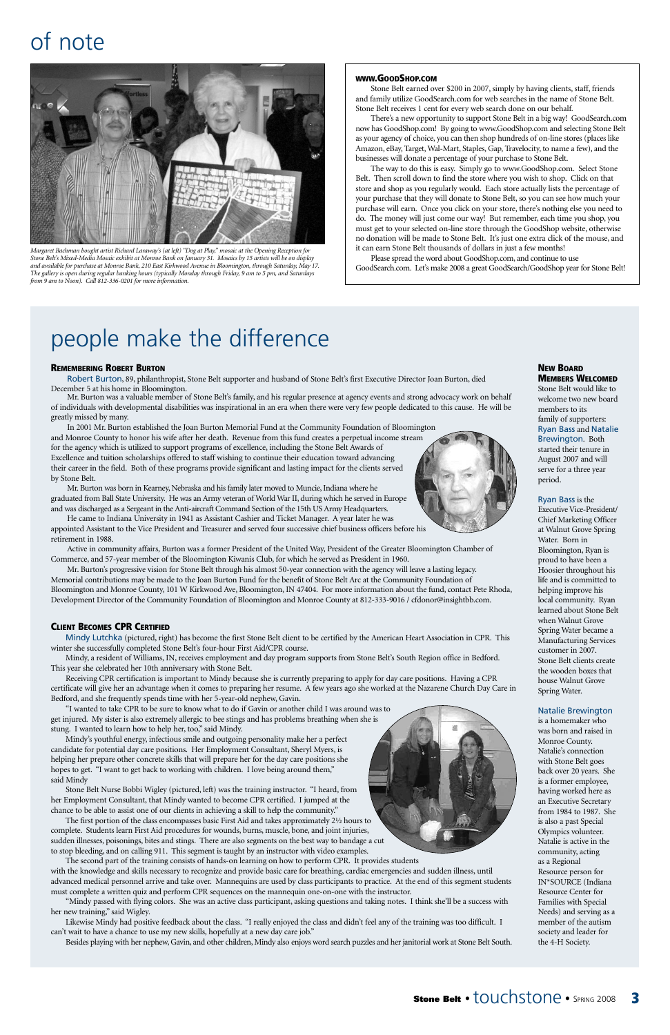# of note

*Margaret Bachman bought artist Richard Lanaway's (at left) "Dog at Play," mosaic at the Opening Reception for Stone Belt's Mixed-Media Mosaic exhibit at Monroe Bank on January 31. Mosaics by 15 artists will be on display and available for purchase at Monroe Bank, 210 East Kirkwood Avenue in Bloomington, through Saturday, May 17. The gallery is open during regular banking hours (typically Monday through Friday, 9 am to 5 pm, and Saturdays from 9 am to Noon). Call 812-336-0201 for more information.*

### www.GoodShop.com

Stone Belt earned over $200 in 2007, simply by having clients, staff, friends and family utilize GoodSearch.com for web searches in the name of Stone Belt. Stone Belt receives 1 cent for every web search done on our behalf.

There's a new opportunity to support Stone Belt in a big way! GoodSearch.com now has GoodShop.com! By going to www.GoodShop.com and selecting Stone Belt as your agency of choice, you can then shop hundreds of on-line stores (places like Amazon, eBay, Target, Wal-Mart, Staples, Gap, Travelocity, to name a few), and the businesses will donate a percentage of your purchase to Stone Belt.

The way to do this is easy. Simply go to www.GoodShop.com. Select Stone Belt. Then scroll down to find the store where you wish to shop. Click on that store and shop as you regularly would. Each store actually lists the percentage of your purchase that they will donate to Stone Belt, so you can see how much your purchase will earn. Once you click on your store, there's nothing else you need to do. The money will just come our way! But remember, each time you shop, you must get to your selected on-line store through the GoodShop website, otherwise no donation will be made to Stone Belt. It's just one extra click of the mouse, and it can earn Stone Belt thousands of dollars in just a few months!

Please spread the word about GoodShop.com, and continue to use GoodSearch.com. Let's make 2008 a great GoodSearch/GoodShop year for Stone Belt!

# people make the difference

### Remembering Robert Burton

Robert Burton, 89, philanthropist, Stone Belt supporter and husband of Stone Belt's first Executive Director Joan Burton, died December 5 at his home in Bloomington.

Mr. Burton was a valuable member of Stone Belt's family, and his regular presence at agency events and strong advocacy work on behalf of individuals with developmental disabilities was inspirational in an era when there were very few people dedicated to this cause. He will be greatly missed by many.

In 2001 Mr. Burton established the Joan Burton Memorial Fund at the Community Foundation of Bloomington and Monroe County to honor his wife after her death. Revenue from this fund creates a perpetual income stream for the agency which is utilized to support programs of excellence, including the Stone Belt Awards of Excellence and tuition scholarships offered to staff wishing to continue their education toward advancing their career in the field. Both of these programs provide significant and lasting impact for the clients served by Stone Belt.

Mr. Burton was born in Kearney, Nebraska and his family later moved to Muncie, Indiana where he graduated from Ball State University. He was an Army veteran of World War II, during which he served in Europe and was discharged as a Sergeant in the Anti-aircraft Command Section of the 15th US Army Headquarters.

He came to Indiana University in 1941 as Assistant Cashier and Ticket Manager. A year later he was appointed Assistant to the Vice President and Treasurer and served four successive chief business officers before his retirement in 1988.

Active in community affairs, Burton was a former President of the United Way, President of the Greater Bloomington Chamber of Commerce, and 57-year member of the Bloomington Kiwanis Club, for which he served as President in 1960.

Mr. Burton's progressive vision for Stone Belt through his almost 50-year connection with the agency will leave a lasting legacy. Memorial contributions may be made to the Joan Burton Fund for the benefit of Stone Belt Arc at the Community Foundation of Bloomington and Monroe County, 101 W Kirkwood Ave, Bloomington, IN 47404. For more information about the fund, contact Pete Rhoda, Development Director of the Community Foundation of Bloomington and Monroe County at 812-333-9016 / cfdonor@insightbb.com.

### Client Becomes CPR Certified

Mindy Lutchka (pictured, right) has become the first Stone Belt client to be certified by the American Heart Association in CPR. This winter she successfully completed Stone Belt's four-hour First Aid/CPR course.

Mindy, a resident of Williams, IN, receives employment and day program supports from Stone Belt's South Region office in Bedford. This year she celebrated her 10th anniversary with Stone Belt.

Receiving CPR certification is important to Mindy because she is currently preparing to apply for day care positions. Having a CPR certificate will give her an advantage when it comes to preparing her resume. A few years ago she worked at the Nazarene Church Day Care in Bedford, and she frequently spends time with her 5-year-old nephew, Gavin.

"I wanted to take CPR to be sure to know what to do if Gavin or another child I was around was to get injured. My sister is also extremely allergic to bee stings and has problems breathing when she is stung. I wanted to learn how to help her, too," said Mindy.

Mindy's youthful energy, infectious smile and outgoing personality make her a perfect candidate for potential day care positions. Her Employment Consultant, Sheryl Myers, is helping her prepare other concrete skills that will prepare her for the day care positions she hopes to get. "I want to get back to working with children. I love being around them," said Mindy

Stone Belt Nurse Bobbi Wigley (pictured, left) was the training instructor. "I heard, from her Employment Consultant, that Mindy wanted to become CPR certified. I jumped at the chance to be able to assist one of our clients in achieving a skill to help the community."

The first portion of the class encompasses basic First Aid and takes approximately 2½ hours to complete. Students learn First Aid procedures for wounds, burns, muscle, bone, and joint injuries, sudden illnesses, poisonings, bites and stings. There are also segments on the best way to bandage a cut to stop bleeding, and on calling 911. This segment is taught by an instructor with video examples.

The second part of the training consists of hands-on learning on how to perform CPR. It provides students with the knowledge and skills necessary to recognize and provide basic care for breathing, cardiac emergencies and sudden illness, until advanced medical personnel arrive and take over. Mannequins are used by class participants to practice. At the end of this segment students must complete a written quiz and perform CPR sequences on the mannequin one-on-one with the instructor.

"Mindy passed with flying colors. She was an active class participant, asking questions and taking notes. I think she'll be a success with her new training," said Wigley.

Likewise Mindy had positive feedback about the class. "I really enjoyed the class and didn't feel any of the training was too difficult. I can't wait to have a chance to use my new skills, hopefully at a new day care job."

Besides playing with her nephew, Gavin, and other children, Mindy also enjoys word search puzzles and her janitorial work at Stone Belt South.

### New Board Members Welcomed

Stone Belt would like to welcome two new board members to its family of supporters: Ryan Bass and Natalie Brewington. Both started their tenure in August 2007 and will serve for a three year period.

Ryan Bass is the Executive Vice-President/Chief Marketing Officer at Walnut Grove Spring Water. Born in Bloomington, Ryan is proud to have been a Hoosier throughout his life and is committed to helping improve his local community. Ryan learned about Stone Belt when Walnut Grove Spring Water became a Manufacturing Services customer in 2007. Stone Belt clients create the wooden boxes that house Walnut Grove Spring Water.

Natalie Brewington is a homemaker who was born and raised in Monroe County. Natalie's connection with Stone Belt goes back over 20 years. She is a former employee, having worked here as an Executive Secretary from 1984 to 1987. She is also a past Special Olympics volunteer. Natalie is active in the community, acting as a Regional Resource person for IN*SOURCE (Indiana Resource Center for Families with Special Needs) and serving as a member of the autism society and leader for the 4-H Society.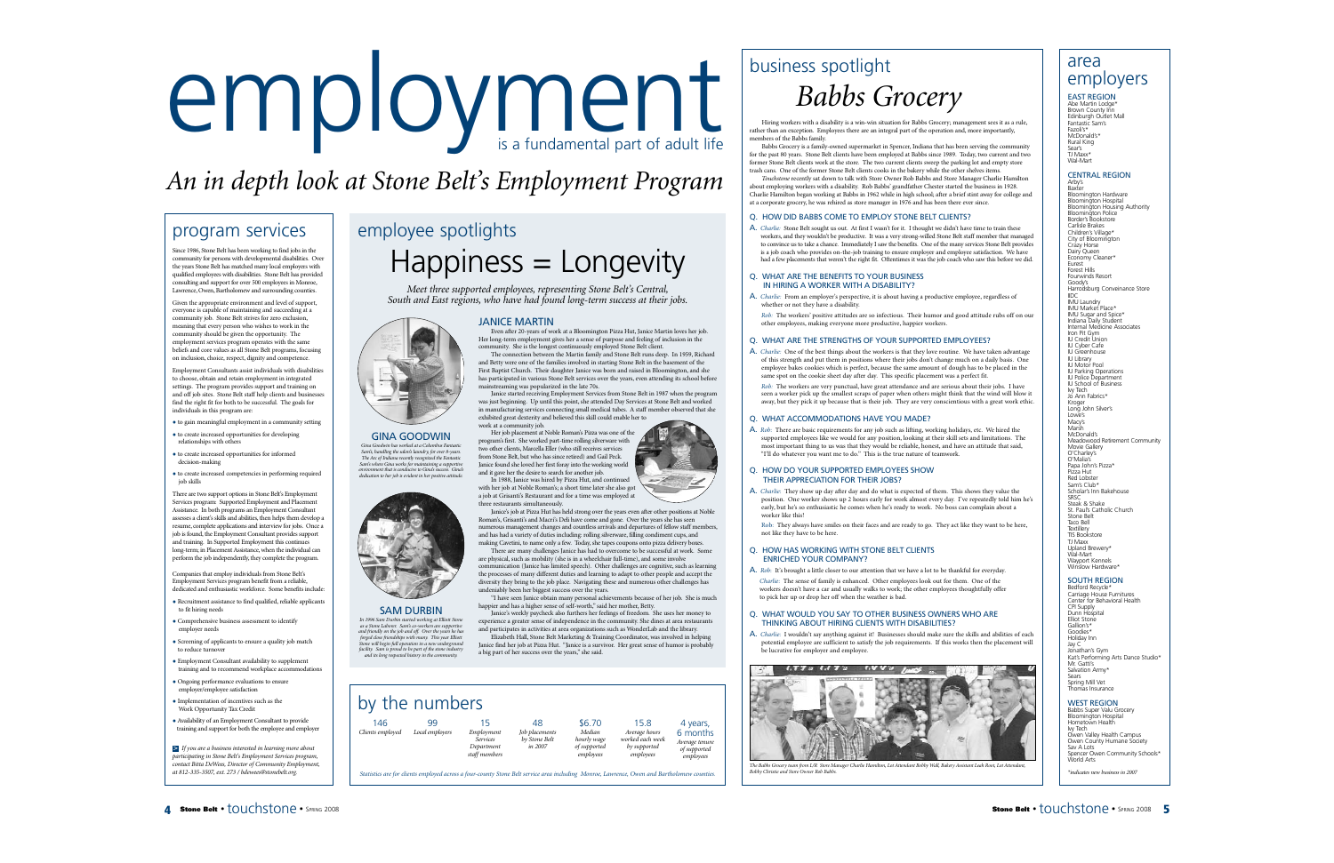# employment

is a fundamental part of adult life

## An in depth look at Stone Belt's Employment Program

## program services

Since 1986, Stone Belt has been working to find jobs in the community for persons with developmental disabilities. Over the years Stone Belt has matched many local employers with qualified employees with disabilities. Stone Belt has provided consulting and support for over 500 employees in Monroe, Lawrence, Owen, Bartholomew and surrounding counties.

Given the appropriate environment and level of support, everyone is capable of maintaining and succeeding at a community job. Stone Belt strives for zero exclusion, meaning that every person who wishes to work in the community should be given the opportunity. The employment services program operates with the same beliefs and core values as all Stone Belt programs, focusing on inclusion, choice, respect, dignity and competence.

Employment Consultants assist individuals with disabilities to choose, obtain and retain employment in integrated settings. The program provides support and training on and off job sites. Stone Belt staff help clients and businesses find the right fit for both to be successful. The goals for individuals in this program are:

- to gain meaningful employment in a community setting
- to create increased opportunities for developing relationships with others
- to create increased opportunities for informed decision-making
- to create increased competencies in performing required job skills

There are two support options in Stone Belt's Employment Services program: Supported Employment and Placement Assistance. In both programs an Employment Consultant assesses a client's skills and abilities, then helps them develop a resume, complete applications and interview for jobs. Once a job is found, the Employment Consultant provides support and training. In Supported Employment this continues long-term; in Placement Assistance, when the individual can perform the job independently, they complete the program.

Companies that employ individuals from Stone Belt's Employment Services program benefit from a reliable, dedicated and enthusiastic workforce. Some benefits include:

- Recruitment assistance to find qualified, reliable applicants to fit hiring needs
- Comprehensive business assessment to identify employer needs
- Screening of applicants to ensure a quality job match to reduce turnover
- Employment Consultant availability to supplement training and to recommend workplace accommodations
- Ongoing performance evaluations to ensure employer/employee satisfaction
- Implementation of incentives such as the Work Opportunity Tax Credit
- Availability of an Employment Consultant to provide training and support for both the employee and employer

*If you are a business interested in learning more about participating in Stone Belt's Employment Services program, contact Bitta DeWees, Director of Community Employment, at 812-335-3507, ext. 273 / bdewees@stonebelt.org.*

## employee spotlights

# Happiness = Longevity

*Meet three supported employees, representing Stone Belt's Central, South and East regions, who have had found long-term success at their jobs.*

### JANICE MARTIN

Even after 20-years of work at a Bloomington Pizza Hut, Janice Martin loves her job. Her long-term employment gives her a sense of purpose and feeling of inclusion in the community. She is the longest continuously employed Stone Belt client.

The connection between the Martin family and Stone Belt runs deep. In 1959, Richard and Betty were one of the families involved in starting Stone Belt in the basement of the First Baptist Church. Their daughter Janice was born and raised in Bloomington, and she has participated in various Stone Belt services over the years, even attending its school before mainstreaming was popularized in the late 70s.

Janice started receiving Employment Services from Stone Belt in 1987 when the program was just beginning. Up until this point, she attended Day Services at Stone Belt and worked in manufacturing services connecting small medical tubes. A staff member observed that she exhibited great dexterity and believed this skill could enable her to work at a community job.

Her job placement at Noble Roman's Pizza was one of the program's first. She worked part-time rolling silverware with two other clients, Marcella Eller (who still receives services from Stone Belt, but who has since retired) and Gail Peck. Janice found she loved her first foray into the working world and it gave her the desire to search for another job.

In 1988, Janice was hired by Pizza Hut, and continued with her job at Noble Roman's; a short time later she also got a job at Grisanti's Restaurant and for a time was employed at three restaurants simultaneously.

Janice's job at Pizza Hut has held strong over the years even after other positions at Noble Roman's, Grisanti's and Macri's Deli have come and gone. Over the years she has seen numerous management changes and countless arrivals and departures of fellow staff members, and has had a variety of duties including: rolling silverware, filling condiment cups, and making Cavetini, to name only a few. Today, she tapes coupons onto pizza delivery boxes.

There are many challenges Janice has had to overcome to be successful at work. Some are physical, such as mobility (she is in a wheelchair full-time), and some involve communication (Janice has limited speech). Other challenges are cognitive, such as learning the processes of many different duties and learning to adapt to other people and accept the diversity they bring to the job place. Navigating these and numerous other challenges has undeniably been her biggest success over the years.

"I have seen Janice obtain many personal achievements because of her job. She is much happier and has a higher sense of self-worth," said her mother, Betty.

Janice's weekly paycheck also furthers her feelings of freedom. She uses her money to experience a greater sense of independence in the community. She dines at area restaurants and participates in activities at area organizations such as WonderLab and the library.

Elizabeth Hall, Stone Belt Marketing & Training Coordinator, was involved in helping Janice find her job at Pizza Hut. "Janice is a survivor. Her great sense of humor is probably a big part of her success over the years," she said.

### GINA GOODWIN

*Gina Goodwin has worked at a Columbus Fantastic Sam's, handling the salon's laundry, for over 8-years. The Arc of Indiana recently recognized the Fantastic Sam's where Gina works for maintaining a supportive environment that is conducive to Gina's success. Gina's dedication to her job is evident in her positive attitude.*

### SAM DURBIN

*In 1996 Sam Durbin started working at Elliott Stone as a Stone Laborer. Sam's co-workers are supportive and friendly on the job and off. Over the years he has forged close friendships with many. This year Elliott Stone will begin full operations in a new underground facility. Sam is proud to be part of the stone industry and its long respected history in the community.*

## by the numbers

| 146 | 99 | 15 | 48 | $6.70 | 15.8 | 4 years, 6 months |
|---|---|---|---|---|---|---|
| Clients employed | Local employers | Employment Services Department staff members | Job placements by Stone Belt in 2007 | Median hourly wage of supported employees | Average hours worked each week by supported employees | Average tenure of supported employees |

*Statistics are for clients employed across a four-county Stone Belt service area including Monroe, Lawrence, Owen and Bartholomew counties.*

## business spotlight

# Babbs Grocery

Hiring workers with a disability is a win-win situation for Babbs Grocery; management sees it as a rule, rather than an exception. Employees there are an integral part of the operation and, more importantly, members of the Babbs family.

Babbs Grocery is a family-owned supermarket in Spencer, Indiana that has been serving the community for the past 80 years. Stone Belt clients have been employed at Babbs since 1989. Today, two current and two former Stone Belt clients work at the store. The two current clients sweep the parking lot and empty store trash cans. One of the former Stone Belt clients cooks in the bakery while the other shelves items.

*Touchstone* recently sat down to talk with Store Owner Rob Babbs and Store Manager Charlie Hamilton about employing workers with a disability. Rob Babbs' grandfather Chester started the business in 1928. Charlie Hamilton began working at Babbs in 1962 while in high school; after a brief stint away for college and at a corporate grocery, he was rehired as store manager in 1976 and has been there ever since.

**Q. HOW DID BABBS COME TO EMPLOY STONE BELT CLIENTS?**

A. *Charlie:* Stone Belt sought us out. At first I wasn't for it. I thought we didn't have time to train these workers, and they wouldn't be productive. It was a very strong-willed Stone Belt staff member that managed to convince us to take a chance. Immediately I saw the benefits. One of the many services Stone Belt provides is a job coach who provides on-the-job training to ensure employer and employee satisfaction. We have had a few placements that weren't the right fit. Oftentimes it was the job coach who saw this before we did.

**Q. WHAT ARE THE BENEFITS TO YOUR BUSINESS IN HIRING A WORKER WITH A DISABILITY?**

A. *Charlie:* From an employer's perspective, it is about having a productive employee, regardless of whether or not they have a disability.

*Rob:* The workers' positive attitudes are so infectious. Their humor and good attitude rubs off on our other employees, making everyone more productive, happier workers.

**Q. WHAT ARE THE STRENGTHS OF YOUR SUPPORTED EMPLOYEES?**

A. *Charlie:* One of the best things about the workers is that they love routine. We have taken advantage of this strength and put them in positions where their jobs don't change much on a daily basis. One employee bakes cookies which is perfect, because the same amount of dough has to be placed in the same spot on the cookie sheet day after day. This specific placement was a perfect fit.

*Rob:* The workers are very punctual, have great attendance and are serious about their jobs. I have seen a worker pick up the smallest scraps of paper when others might think that the wind will blow it away, but they pick it up because that is their job. They are very conscientious with a great work ethic.

**Q. WHAT ACCOMMODATIONS HAVE YOU MADE?**

A. *Rob:* There are basic requirements for any job such as lifting, working holidays, etc. We hired the supported employees like we would for any position, looking at their skill sets and limitations. The most important thing to us was that they would be reliable, honest, and have an attitude that said, "I'll do whatever you want me to do." This is the true nature of teamwork.

**Q. HOW DO YOUR SUPPORTED EMPLOYEES SHOW THEIR APPRECIATION FOR THEIR JOBS?**

A. *Charlie:* They show up day after day and do what is expected of them. This shows they value the position. One worker shows up 2 hours early for work almost every day. I've repeatedly told him he's early, but he's so enthusiastic he comes when he's ready to work. No boss can complain about a worker like this!

*Rob:* They always have smiles on their faces and are ready to go. They act like they want to be here, not like they have to be here.

**Q. HOW HAS WORKING WITH STONE BELT CLIENTS ENRICHED YOUR COMPANY?**

A. *Rob:* It's brought a little closer to our attention that we have a lot to be thankful for everyday.

*Charlie:* The sense of family is enhanced. Other employees look out for them. One of the workers doesn't have a car and usually walks to work; the other employees thoughtfully offer to pick her up or drop her off when the weather is bad.

**Q. WHAT WOULD YOU SAY TO OTHER BUSINESS OWNERS WHO ARE THINKING ABOUT HIRING CLIENTS WITH DISABILITIES?**

A. *Charlie:* I wouldn't say anything against it! Businesses should make sure the skills and abilities of each potential employee are sufficient to satisfy the job requirements. If this works then the placement will be lucrative for employer and employee.

*The Babbs Grocery team from L/R: Store Manager Charlie Hamilton, Lot Attendant Bobby Wall, Bakery Assistant Leah Root, Lot Attendant, Bobby Christie and Store Owner Rob Babbs.*

## area employers

**EAST REGION**
Abe Martin Lodge*
Brown County Inn
Edinburgh Outlet Mall
Fantastic Sam's
Fazoli's*
McDonald's*
Rural King
Sear's
TJ Maxx*
Wal-Mart

**CENTRAL REGION**
Arby's
Baxter
Bloomington Hardware
Bloomington Hospital
Bloomington Housing Authority
Bloomington Police
Border's Bookstore
Carlisle Brakes
Children's Village*
City of Bloomington
Crazy Horse
Dairy Queen
Economy Cleaner*
Eurest
Forest Hills
Fourwinds Resort
Goody's
Harrodsburg Convenience Store
IIDC
IMU Laundry
IMU Market Place*
IMU Sugar and Spice*
Indiana Daily Student
Internal Medicine Associates
Iron Pit Gym
IU Credit Union
IU Cyber Cafe
IU Greenhouse
IU Library
IU Motor Pool
IU Parking Operations
IU Police Department
IU School of Business
Ivy Tech
Jo Ann Fabrics*
Kroger
Long John Silver's
Lowe's
Macy's
Marsh
McDonald's
Meadowood Retirement Community
Movie Gallery
O'Charley's
O'Malia's
Papa John's Pizza*
Pizza Hut
Red Lobster
Sam's Club*
Scholar's Inn Bakehouse
SRSC
Steak & Shake
St. Paul's Catholic Church
Stone Belt
Taco Bell
Textillery
TIS Bookstore
TJ Maxx
Upland Brewery*
Wal-Mart
Wayport Kennels
Winslow Hardware*

**SOUTH REGION**
Bedford Recycle*
Carriage House Furnitures
Center for Behavioral Health
CPI Supply
Dunn Hospital
Elliot Stone
Gallion's*
Goodies*
Holiday Inn
Jay C
Jonathan's Gym
Kat's Performing Arts Dance Studio*
Mr. Gatti's
Salvation Army*
Sears
Spring Mill Vet
Thomas Insurance

**WEST REGION**
Babbs Super Valu Grocery
Bloomington Hospital
Hometown Health
Ivy Tech
Owen Valley Health Campus
Owen County Humane Society
Sav A Lots
Spencer Owen Community Schools*
World Arts

*indicates new business in 2007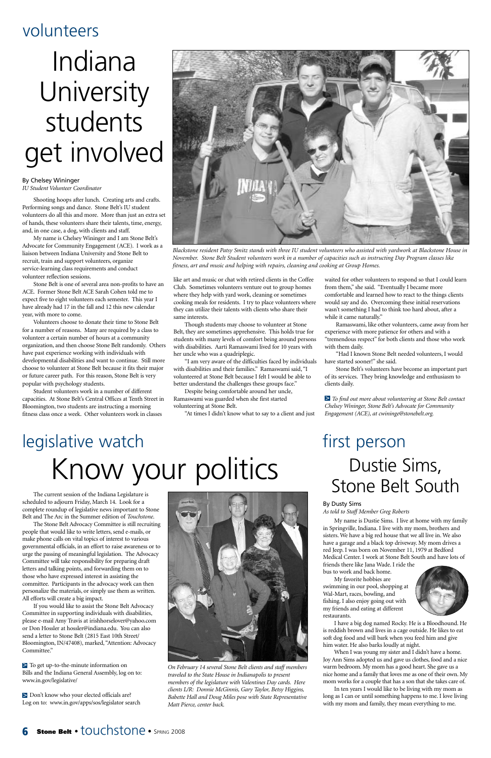## volunteers

# Indiana University students get involved

By Chelsey Wininger
*IU Student Volunteer Coordinator*

Shooting hoops after lunch. Creating arts and crafts. Performing songs and dance. Stone Belt's IU student volunteers do all this and more. More than just an extra set of hands, these volunteers share their talents, time, energy, and, in one case, a dog, with clients and staff.

My name is Chelsey Wininger and I am Stone Belt's Advocate for Community Engagement (ACE). I work as a liaison between Indiana University and Stone Belt to recruit, train and support volunteers, organize service-learning class requirements and conduct volunteer reflection sessions.

Stone Belt is one of several area non-profits to have an ACE. Former Stone Belt ACE Sarah Cohen told me to expect five to eight volunteers each semester. This year I have already had 17 in the fall and 12 this new calendar year, with more to come.

Volunteers choose to donate their time to Stone Belt for a number of reasons. Many are required by a class to volunteer a certain number of hours at a community organization, and then choose Stone Belt randomly. Others have past experience working with individuals with developmental disabilities and want to continue. Still more choose to volunteer at Stone Belt because it fits their major or future career path. For this reason, Stone Belt is very popular with psychology students.

Student volunteers work in a number of different capacities. At Stone Belt's Central Offices at Tenth Street in Bloomington, two students are instructing a morning fitness class once a week. Other volunteers work in classes like art and music or chat with retired clients in the Coffee Club. Sometimes volunteers venture out to group homes where they help with yard work, cleaning or sometimes cooking meals for residents. I try to place volunteers where they can utilize their talents with clients who share their same interests.

Though students may choose to volunteer at Stone Belt, they are sometimes apprehensive. This holds true for students with many levels of comfort being around persons with disabilities. Aarti Ramaswami lived for 10 years with her uncle who was a quadriplegic.

"I am very aware of the difficulties faced by individuals with disabilities and their families." Ramaswami said, "I volunteered at Stone Belt because I felt I would be able to better understand the challenges these groups face."

Despite being comfortable around her uncle, Ramaswami was guarded when she first started volunteering at Stone Belt.

"At times I didn't know what to say to a client and just waited for other volunteers to respond so that I could learn from them," she said. "Eventually I became more comfortable and learned how to react to the things clients would say and do. Overcoming these initial reservations wasn't something I had to think too hard about, after a while it came naturally."

Ramaswami, like other volunteers, came away from her experience with more patience for others and with a "tremendous respect" for both clients and those who work with them daily.

"Had I known Stone Belt needed volunteers, I would have started sooner!" she said.

Stone Belt's volunteers have become an important part of its services. They bring knowledge and enthusiasm to clients daily.

*Blackstone resident Patsy Smitz stands with three IU student volunteers who assisted with yardwork at Blackstone House in November. Stone Belt Student volunteers work in a number of capacities such as instructing Day Program classes like fitness, art and music and helping with repairs, cleaning and cooking at Group Homes.*

*To find out more about volunteering at Stone Belt contact Chelsey Wininger, Stone Belt's Advocate for Community Engagement (ACE), at cwininge@stonebelt.org.*

## legislative watch

# Know your politics

The current session of the Indiana Legislature is scheduled to adjourn Friday, March 14. Look for a complete roundup of legislative news important to Stone Belt and The Arc in the Summer edition of *Touchstone*.

The Stone Belt Advocacy Committee is still recruiting people that would like to write letters, send e-mails, or make phone calls on vital topics of interest to various governmental officials, in an effort to raise awareness or to urge the passing of meaningful legislation. The Advocacy Committee will take responsibility for preparing draft letters and talking points, and forwarding them on to those who have expressed interest in assisting the committee. Participants in the advocacy work can then personalize the materials, or simply use them as written. All efforts will create a big impact.

If you would like to assist the Stone Belt Advocacy Committee in supporting individuals with disabilities, please e-mail Amy Travis at irishhorselover@yahoo.com or Don Hossler at hossler@indiana.edu. You can also send a letter to Stone Belt (2815 East 10th Street/ Bloomington, IN/47408), marked, "Attention: Advocacy Committee."

To get up-to-the-minute information on Bills and the Indiana General Assembly, log on to: www.in.gov/legislative/

Don't know who your elected officials are? Log on to: www.in.gov/apps/sos/legislator search

*On February 14 several Stone Belt clients and staff members traveled to the State House in Indianapolis to present members of the legislature with Valentines Day cards. Here clients L/R: Donnie McGinnis, Gary Taylor, Betsy Higgins, Babette Hall and Doug Miles pose with State Representative Matt Pierce, center back.*

## first person

# Dustie Sims, Stone Belt South

By Dusty Sims
*As told to Staff Member Greg Roberts*

My name is Dustie Sims. I live at home with my family in Springville, Indiana. I live with my mom, brothers and sisters. We have a big red house that we all live in. We also have a garage and a black top driveway. My mom drives a red Jeep. I was born on November 11, 1979 at Bedford Medical Center. I work at Stone Belt South and have lots of friends there like Jana Wade. I ride the bus to work and back home.

My favorite hobbies are swimming in our pool, shopping at Wal-Mart, races, bowling, and fishing. I also enjoy going out with my friends and eating at different restaurants.

I have a big dog named Rocky. He is a Bloodhound. He is reddish brown and lives in a cage outside. He likes to eat soft dog food and will bark when you feed him and give him water. He also barks loudly at night.

When I was young my sister and I didn't have a home. Joy Ann Sims adopted us and gave us clothes, food and a nice warm bedroom. My mom has a good heart. She gave us a nice home and a family that loves me as one of their own. My mom works for a couple that has a son that she takes care of.

In ten years I would like to be living with my mom as long as I can or until something happens to me. I love living with my mom and family, they mean everything to me.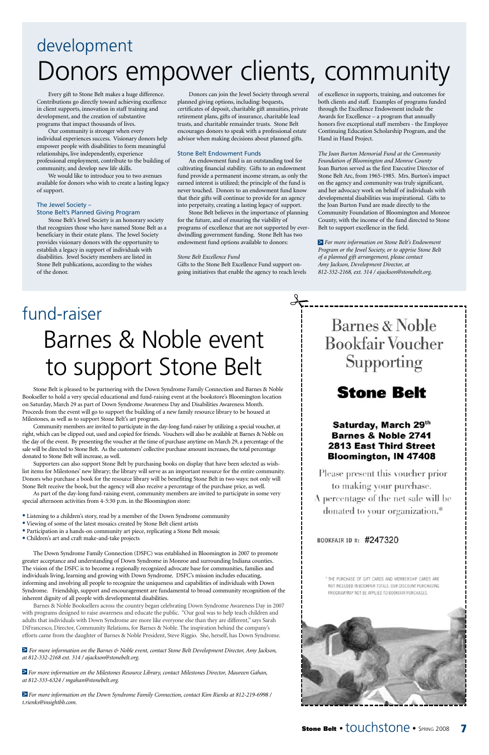## development

# Donors empower clients, community

Every gift to Stone Belt makes a huge difference. Contributions go directly toward achieving excellence in client supports, innovation in staff training and development, and the creation of substantive programs that impact thousands of lives.

Our community is stronger when every individual experiences success. Visionary donors help empower people with disabilities to form meaningful relationships, live independently, experience professional employment, contribute to the building of community, and develop new life skills.

We would like to introduce you to two avenues available for donors who wish to create a lasting legacy of support.

### The Jewel Society – Stone Belt's Planned Giving Program

Stone Belt's Jewel Society is an honorary society that recognizes those who have named Stone Belt as a beneficiary in their estate plans. The Jewel Society provides visionary donors with the opportunity to establish a legacy in support of individuals with disabilities. Jewel Society members are listed in Stone Belt publications, according to the wishes of the donor.

Donors can join the Jewel Society through several planned giving options, including: bequests, certificates of deposit, charitable gift annuities, private retirement plans, gifts of insurance, charitable lead trusts, and charitable remainder trusts. Stone Belt encourages donors to speak with a professional estate advisor when making decisions about planned gifts.

### Stone Belt Endowment Funds

An endowment fund is an outstanding tool for cultivating financial stability. Gifts to an endowment fund provide a permanent income stream, as only the earned interest is utilized; the principle of the fund is never touched. Donors to an endowment fund know that their gifts will continue to provide for an agency into perpetuity, creating a lasting legacy of support.

Stone Belt believes in the importance of planning for the future, and of ensuring the viability of programs of excellence that are not supported by ever-dwindling government funding. Stone Belt has two endowment fund options available to donors:

*Stone Belt Excellence Fund*

Gifts to the Stone Belt Excellence Fund support on-going initiatives that enable the agency to reach levels of excellence in supports, training, and outcomes for both clients and staff. Examples of programs funded through the Excellence Endowment include the Awards for Excellence – a program that annually honors five exceptional staff members - the Employee Continuing Education Scholarship Program, and the Hand in Hand Project.

*The Joan Burton Memorial Fund at the Community Foundation of Bloomington and Monroe County*

Joan Burton served as the first Executive Director of Stone Belt Arc, from 1965-1985. Mrs. Burton's impact on the agency and community was truly significant, and her advocacy work on behalf of individuals with developmental disabilities was inspirational. Gifts to the Joan Burton Fund are made directly to the Community Foundation of Bloomington and Monroe County, with the income of the fund directed to Stone Belt to support excellence in the field.

> *For more information on Stone Belt's Endowment Program or the Jewel Society, or to apprise Stone Belt of a planned gift arrangement, please contact Amy Jackson, Development Director, at 812-332-2168, ext. 314 / ajackson@stonebelt.org.*

## fund-raiser

# Barnes & Noble event to support Stone Belt

Stone Belt is pleased to be partnering with the Down Syndrome Family Connection and Barnes & Noble Bookseller to hold a very special educational and fund-raising event at the bookstore's Bloomington location on Saturday, March 29 as part of Down Syndrome Awareness Day and Disabilities Awareness Month. Proceeds from the event will go to support the building of a new family resource library to be housed at Milestones, as well as to support Stone Belt's art program.

Community members are invited to participate in the day-long fund-raiser by utilizing a special voucher, at right, which can be clipped out, used and copied for friends. Vouchers will also be available at Barnes & Noble on the day of the event. By presenting the voucher at the time of purchase anytime on March 29, a percentage of the sale will be directed to Stone Belt. As the customers' collective purchase amount increases, the total percentage donated to Stone Belt will increase, as well.

Supporters can also support Stone Belt by purchasing books on display that have been selected as wish-list items for Milestones' new library; the library will serve as an important resource for the entire community. Donors who purchase a book for the resource library will be benefiting Stone Belt in two ways: not only will Stone Belt receive the book, but the agency will also receive a percentage of the purchase price, as well.

As part of the day-long fund-raising event, community members are invited to participate in some very special afternoon activities from 4-5:30 p.m. in the Bloomington store:

- Listening to a children's story, read by a member of the Down Syndrome community
- Viewing of some of the latest mosaics created by Stone Belt client artists
- Participation in a hands-on community art piece, replicating a Stone Belt mosaic
- Children's art and craft make-and-take projects

The Down Syndrome Family Connection (DSFC) was established in Bloomington in 2007 to promote greater acceptance and understanding of Down Syndrome in Monroe and surrounding Indiana counties. The vision of the DSFC is to become a regionally recognized advocate base for communities, families and individuals living, learning and growing with Down Syndrome. DSFC's mission includes educating, informing and involving all people to recognize the uniqueness and capabilities of individuals with Down Syndrome. Friendship, support and encouragement are fundamental to broad community recognition of the inherent dignity of all people with developmental disabilities.

Barnes & Noble Booksellers across the country began celebrating Down Syndrome Awareness Day in 2007 with programs designed to raise awareness and educate the public. "Our goal was to help teach children and adults that individuals with Down Syndrome are more like everyone else than they are different," says Sarah DiFrancesco, Director, Community Relations, for Barnes & Noble. The inspiration behind the company's efforts came from the daughter of Barnes & Noble President, Steve Riggio. She, herself, has Down Syndrome.

> *For more information on the Barnes & Noble event, contact Stone Belt Development Director, Amy Jackson, at 812-332-2168 ext. 314 / ajackson@stonebelt.org.*

> *For more information on the Milestones Resource Library, contact Milestones Director, Maureen Gahan, at 812-333-6324 / mgahan@stonebelt.org.*

> *For more information on the Down Syndrome Family Connection, contact Kim Rienks at 812-219-6998 / t.rienks@insightbb.com.*

---

## Barnes & Noble Bookfair Voucher Supporting

## Stone Belt

**Saturday, March 29th**
**Barnes & Noble 2741**
**2813 East Third Street**
**Bloomington, IN 47408**

Please present this voucher prior to making your purchase. A percentage of the net sale will be donated to your organization.*

BOOKFAIR ID #: #247320

* THE PURCHASE OF GIFT CARDS AND MEMBERSHIP CARDS ARE NOT INCLUDED IN BOOKFAIR TOTALS. OUR DISCOUNT PURCHASING PROGRAM MAY NOT BE APPLIED TO BOOKFAIR PURCHASES.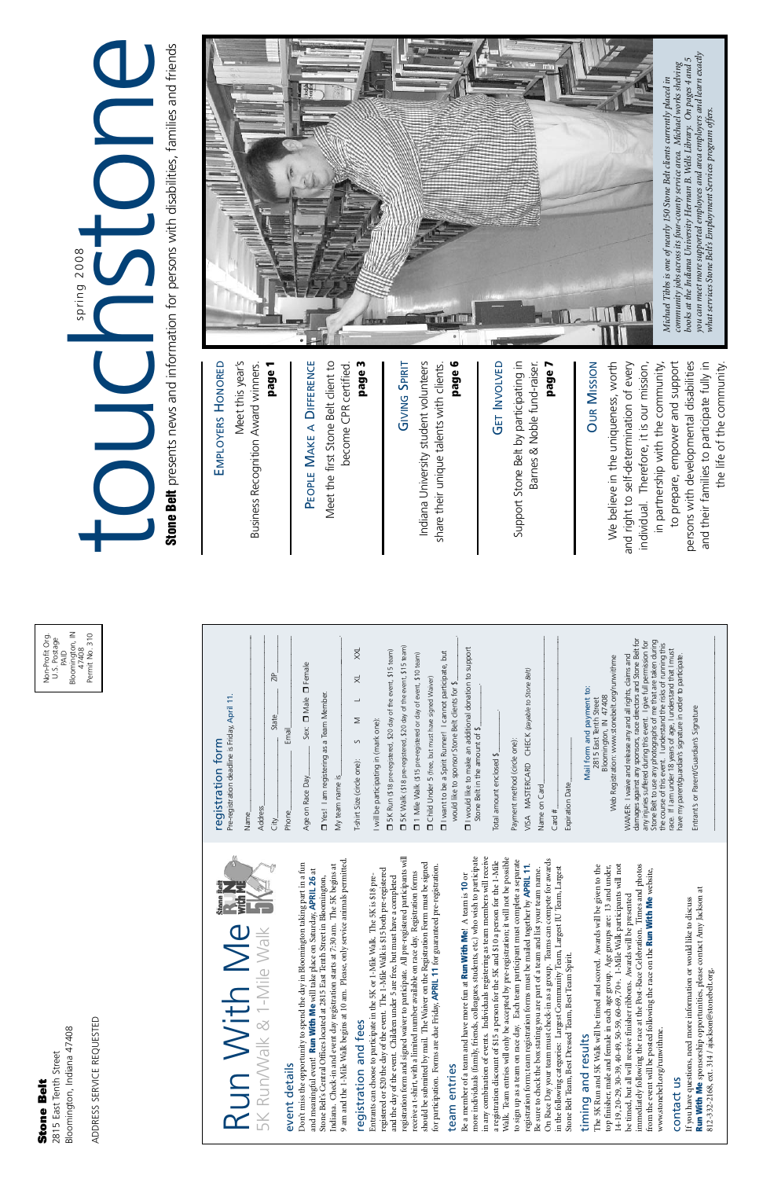**Stone Belt**
2815 East Tenth Street
Bloomington, Indiana 47408

ADDRESS SERVICE REQUESTED

Non-Profit Org.
U.S. Postage
PAID
Bloomington, IN
47408
Permit No. 310

# touchstone

spring 2008

**Stone Belt** presents news and information for persons with disabilities, families and friends

## Employers Honored

Meet this year's Business Recognition Award winners.

**page 1**

## People Make a Difference

Meet the first Stone Belt client to become CPR certified.

**page 3**

## Giving Spirit

Indiana University student volunteers share their unique talents with clients.

**page 6**

## Get Involved

Support Stone Belt by participating in Barnes & Noble fund-raiser.

**page 7**

## Our Mission

We believe in the uniqueness, worth and right to self-determination of every individual. Therefore, it is our mission, in partnership with the community, to prepare, empower and support persons with developmental disabilities and their families to participate fully in the life of the community.

*Michael Tibbs is one of nearly 150 Stone Belt clients currently placed in community jobs across its four-county service area. Michael works shelving books at the Indiana University Herman B. Wells Library. On pages 4 and 5 you can meet more supported employees and area employers and learn exactly what services Stone Belt's Employment Services program offers.*

# Run With Me

5K Run/Walk & 1-Mile Walk

### event details

Don't miss the opportunity to spend the day in Bloomington taking part in a fun and meaningful event! **Run With Me** will take place on Saturday, **APRIL 26** at Stone Belt's Central Offices located at 2815 East Tenth Street in Bloomington, Indiana. Check-in and event day registration starts at 7:30 am. The 5K begins at 9 am and the 1-Mile Walk begins at 10 am. Please, only service animals permitted.

### registration and fees

Entrants can choose to participate in the 5K or 1-Mile Walk. The 5K is $18 pre-registered or $20 the day of the event. The 1-Mile Walk is $15 both pre-registered and the day of the event. Children under 5 are free, but must have a completed registration form and signed waiver to participate. All pre-registered participants will receive a t-shirt, with a limited number available on race day. Registration forms should be submitted by mail. The Waiver on the Registration Form must be signed for participation. Forms are due Friday, **APRIL 11** for guaranteed pre-registration.

### team entries

Be a member of a team and have more fun at **Run With Me**! A team is **10** or more individuals (family, friends, colleagues, students, etc.) who wish to participate in any combination of events. Individuals registering as team members will receive a registration discount of $15 a person for the 5K and $10 a person for the 1-Mile Walk. Team entries will only be accepted by pre-registration; it will not be possible to sign up as a team on race day. Each team participant must complete a separate registration form; team registration forms must be mailed together by **APRIL 11**. Be sure to check the box stating you are part of a team and list your team name. On Race Day your team must check-in as a group. Teams can compete for awards in the following categories: Largest Community Team, Largest IU Team, Largest Stone Belt Team, Best Dressed Team, Best Team Spirit.

### timing and results

The 5K Run and 5K Walk will be timed and scored. Awards will be given to the top finisher, male and female in each age group. Age groups are: 13 and under, 14-19, 20-29, 30-39, 40-49, 50-59, 60-69, 70+. 1-Mile Walk participants will not be timed, but all will receive finisher ribbons. Awards will be presented immediately following the race at the Post-Race Celebration. Times and photos from the event will be posted following the race on the **Run With Me** website, www.stonebelt.org/runwithme.

### contact us

If you have questions, need more information or would like to discuss **Run With Me** sponsorship opportunities, please contact Amy Jackson at 812-332-2168, ext. 314 / ajackson@stonebelt.org.

## registration form

Pre-registration deadline is Friday, April 11.

Name___

Address___

City___ State___ ZIP___

Phone___ Email___

Age on Race Day___ Sex: ☐ Male ☐ Female

☐ Yes! I am registering as a Team Member.

My team name is___

T-shirt Size (circle one): S M L XL XXL

I will be participating in (mark one):

☐ 5K Run ($18 pre-registered, $20 day of the event, $15 team)

☐ 5K Walk ($18 pre-registered, $20 day of the event, $15 team)

☐ 1 Mile Walk ($15 preregistered or day of event, $10 team)

☐ Child Under 5 (free, but must have signed Waiver)

☐ I want to be a Spirit Runner! I cannot participate, but would like to sponsor Stone Belt clients for $___.

☐ I would like to make an additional donation to support Stone Belt in the amount of $___.

Total amount enclosed $___

Payment method (circle one):

VISA MASTERCARD CHECK *(payable to Stone Belt)*

Name on Card___

Card #___

Expiration Date___

Mail form and payment to:
2815 East Tenth Street
Bloomington, IN 47408
Web Registration: www.stonebelt.org/runwithme

WAIVER: I waive and release any and all rights, claims and damages against any sponsors, race directors and Stone Belt for any injuries suffered during this event. I give full permission for Stone Belt to use any photographs of me that are taken during the course of this event. I understand the risks of running this race. If I am under 18 years of age, I understand that I must have my parent/guardian's signature in order to participate.

Entrant's or Parent/Guardian's Signature

___